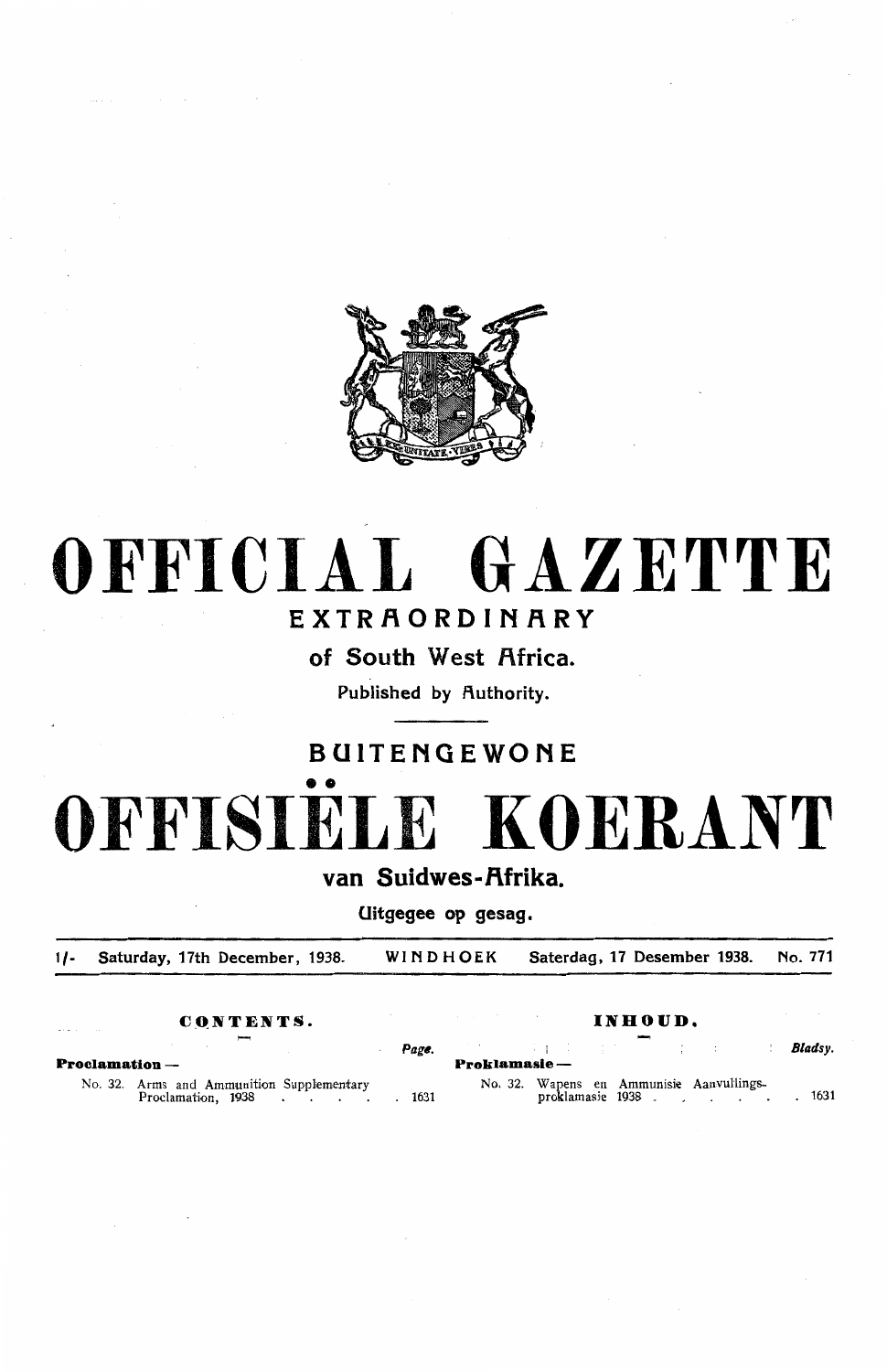# OFFICIAL GAZETTE

## EXTRAORDINARY

### of South West Africa.

Published by Authority.

## BUITENGEWONE

# OFFISIËLE KOERANT

### van Suidwes-Afrika.

Uitgegee op gesag.

1/- Saturday, 17th December, 1938. WINDHOEK Saterdag, 17 Desember 1938. No. 771

| CONTENTS. | Page. | INHOUD. | Bladsy. |
|---|---|---|---|
| **Proclamation —** | | **Proklamasie —** | |
| No. 32. Arms and Ammunition Supplementary Proclamation, 1938 | 1631 | No. 32. Wapens en Ammunisie Aanvullingsproklamasie 1938 | 1631 |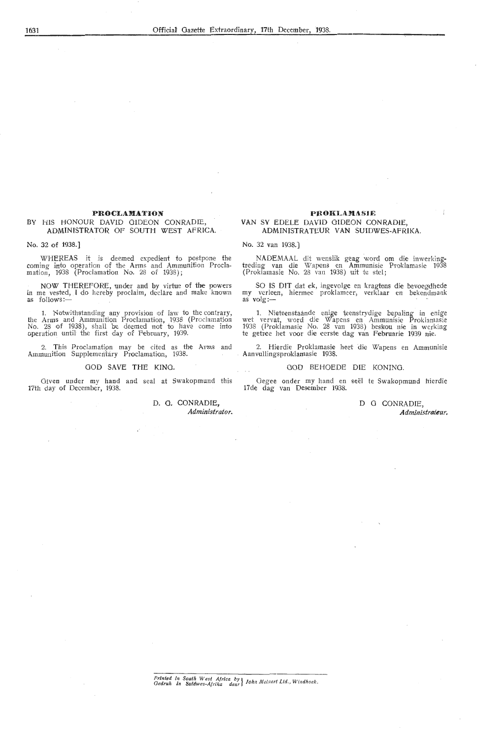**PROCLAMATION**

BY HIS HONOUR DAVID GIDEON CONRADIE, ADMINISTRATOR OF SOUTH WEST AFRICA.

No. 32 of 1938.]

WHEREAS it is deemed expedient to postpone the coming into operation of the Arms and Ammunition Proclamation, 1938 (Proclamation No. 28 of 1938);

NOW THEREFORE, under and by virtue of the powers in me vested, I do hereby proclaim, declare and make known as follows:—

1. Notwithstanding any provision of law to the contrary, the Arms and Ammunition Proclamation, 1938 (Proclamation No. 28 of 1938), shall be deemed not to have come into operation until the first day of February, 1939.

2. This Proclamation may be cited as the Arms and Ammunition Supplementary Proclamation, 1938.

GOD SAVE THE KING.

Given under my hand and seal at Swakopmund this 17th day of December, 1938.

D. G. CONRADIE,
*Administrator.*

**PROKLAMASIE**

VAN SY EDELE DAVID GIDEON CONRADIE, ADMINISTRATEUR VAN SUIDWES-AFRIKA.

No. 32 van 1938.]

NADEMAAL dit wenslik geag word om die inwerkingtreding van die Wapens en Ammunisie Proklamasie 1938 (Proklamasie No. 28 van 1938) uit te stel;

SO IS DIT dat ek, ingevolge en kragtens die bevoegdhede my verleen, hiermee proklameer, verklaar en bekendmaak as volg:—

1. Nieteenstaande enige teenstrydige bepaling in enige wet vervat, word die Wapens en Ammunisie Proklamasie 1938 (Proklamasie No. 28 van 1938) beskou nie in werking te getree het voor die eerste dag van Februarie 1939 nie.

2. Hierdie Proklamasie heet die Wapens en Ammunisie Aanvullingsproklamasie 1938.

GOD BEHOEDE DIE KONING.

Gegee onder my hand en seël te Swakopmund hierdie 17de dag van Desember 1938.

D G CONRADIE,
*Administrateur.*

*Printed in South West Africa by / Gedruk in Suidwes-Afrika deur* John Meinert Ltd., Windhoek.